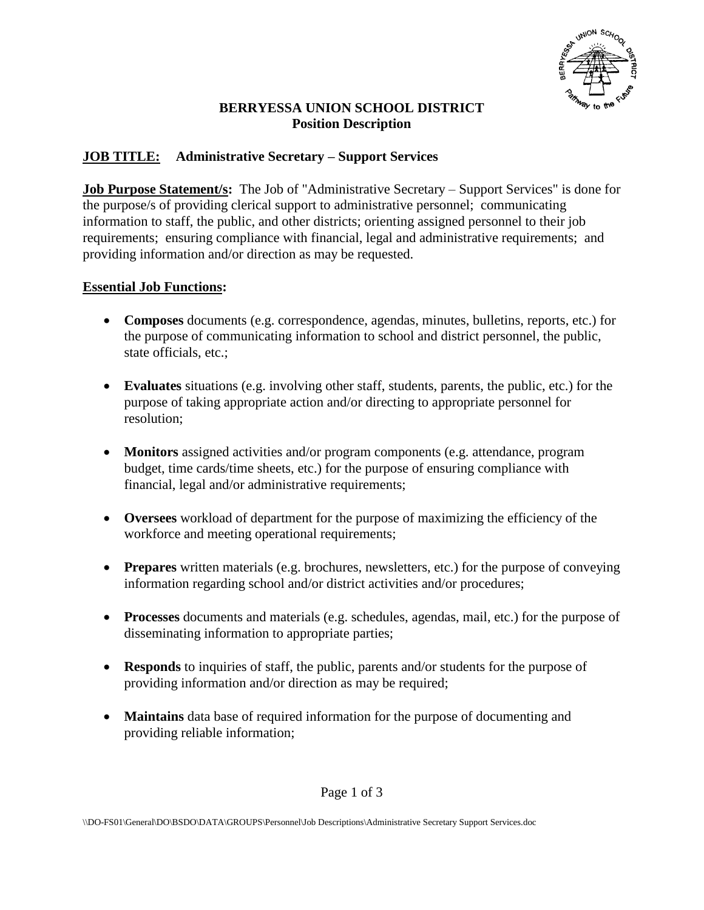# BERRYESSA UNION SCHOOL DISTRICT
## Position Description

**JOB TITLE: Administrative Secretary – Support Services**

**Job Purpose Statement/s:** The Job of "Administrative Secretary – Support Services" is done for the purpose/s of providing clerical support to administrative personnel; communicating information to staff, the public, and other districts; orienting assigned personnel to their job requirements; ensuring compliance with financial, legal and administrative requirements; and providing information and/or direction as may be requested.

**Essential Job Functions:**

- **Composes** documents (e.g. correspondence, agendas, minutes, bulletins, reports, etc.) for the purpose of communicating information to school and district personnel, the public, state officials, etc.;

- **Evaluates** situations (e.g. involving other staff, students, parents, the public, etc.) for the purpose of taking appropriate action and/or directing to appropriate personnel for resolution;

- **Monitors** assigned activities and/or program components (e.g. attendance, program budget, time cards/time sheets, etc.) for the purpose of ensuring compliance with financial, legal and/or administrative requirements;

- **Oversees** workload of department for the purpose of maximizing the efficiency of the workforce and meeting operational requirements;

- **Prepares** written materials (e.g. brochures, newsletters, etc.) for the purpose of conveying information regarding school and/or district activities and/or procedures;

- **Processes** documents and materials (e.g. schedules, agendas, mail, etc.) for the purpose of disseminating information to appropriate parties;

- **Responds** to inquiries of staff, the public, parents and/or students for the purpose of providing information and/or direction as may be required;

- **Maintains** data base of required information for the purpose of documenting and providing reliable information;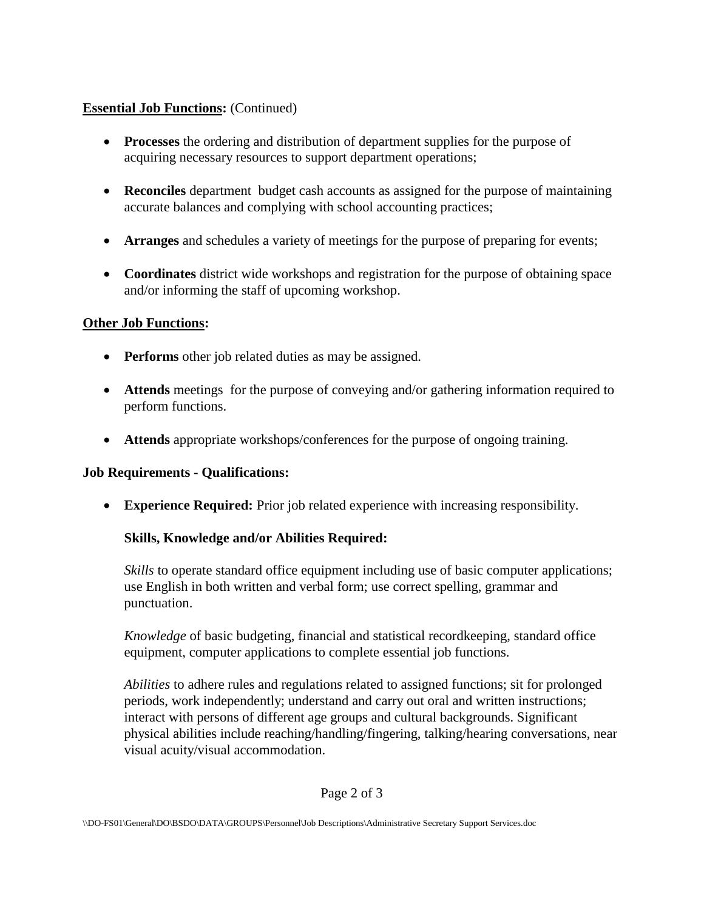**Essential Job Functions:** (Continued)

- **Processes** the ordering and distribution of department supplies for the purpose of acquiring necessary resources to support department operations;

- **Reconciles** department budget cash accounts as assigned for the purpose of maintaining accurate balances and complying with school accounting practices;

- **Arranges** and schedules a variety of meetings for the purpose of preparing for events;

- **Coordinates** district wide workshops and registration for the purpose of obtaining space and/or informing the staff of upcoming workshop.

**Other Job Functions:**

- **Performs** other job related duties as may be assigned.

- **Attends** meetings for the purpose of conveying and/or gathering information required to perform functions.

- **Attends** appropriate workshops/conferences for the purpose of ongoing training.

**Job Requirements - Qualifications:**

- **Experience Required:** Prior job related experience with increasing responsibility.

  **Skills, Knowledge and/or Abilities Required:**

  *Skills* to operate standard office equipment including use of basic computer applications; use English in both written and verbal form; use correct spelling, grammar and punctuation.

  *Knowledge* of basic budgeting, financial and statistical recordkeeping, standard office equipment, computer applications to complete essential job functions.

  *Abilities* to adhere rules and regulations related to assigned functions; sit for prolonged periods, work independently; understand and carry out oral and written instructions; interact with persons of different age groups and cultural backgrounds. Significant physical abilities include reaching/handling/fingering, talking/hearing conversations, near visual acuity/visual accommodation.

\\DO-FS01\General\DO\BSDO\DATA\GROUPS\Personnel\Job Descriptions\Administrative Secretary Support Services.doc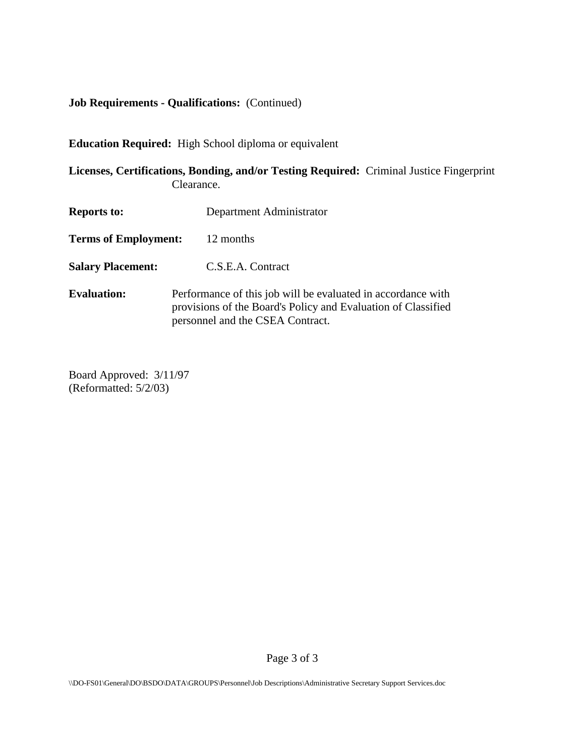**Job Requirements - Qualifications:** (Continued)

**Education Required:** High School diploma or equivalent

**Licenses, Certifications, Bonding, and/or Testing Required:** Criminal Justice Fingerprint Clearance.

**Reports to:** Department Administrator

**Terms of Employment:** 12 months

**Salary Placement:** C.S.E.A. Contract

**Evaluation:** Performance of this job will be evaluated in accordance with provisions of the Board's Policy and Evaluation of Classified personnel and the CSEA Contract.

Board Approved: 3/11/97
(Reformatted: 5/2/03)

\\DO-FS01\General\DO\BSDO\DATA\GROUPS\Personnel\Job Descriptions\Administrative Secretary Support Services.doc